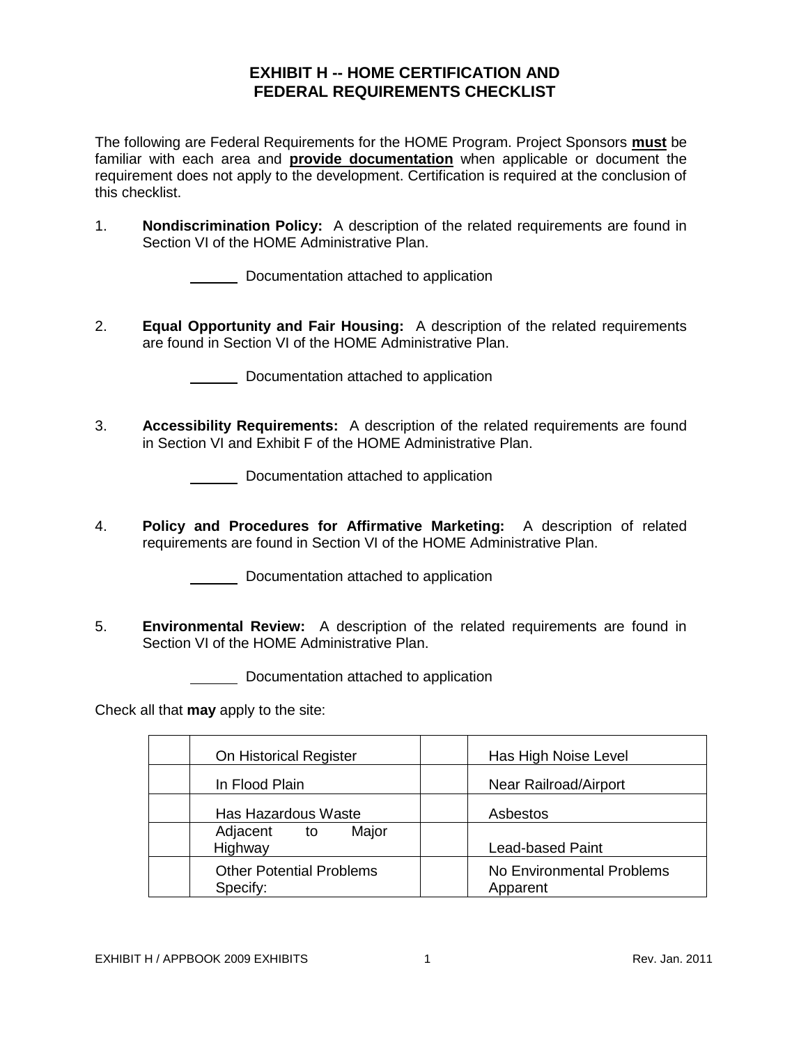# EXHIBIT H -- HOME CERTIFICATION AND FEDERAL REQUIREMENTS CHECKLIST

The following are Federal Requirements for the HOME Program. Project Sponsors **must** be familiar with each area and **provide documentation** when applicable or document the requirement does not apply to the development. Certification is required at the conclusion of this checklist.

1. **Nondiscrimination Policy:** A description of the related requirements are found in Section VI of the HOME Administrative Plan.

   ______ Documentation attached to application

2. **Equal Opportunity and Fair Housing:** A description of the related requirements are found in Section VI of the HOME Administrative Plan.

   ______ Documentation attached to application

3. **Accessibility Requirements:** A description of the related requirements are found in Section VI and Exhibit F of the HOME Administrative Plan.

   ______ Documentation attached to application

4. **Policy and Procedures for Affirmative Marketing:** A description of related requirements are found in Section VI of the HOME Administrative Plan.

   ______ Documentation attached to application

5. **Environmental Review:** A description of the related requirements are found in Section VI of the HOME Administrative Plan.

   ______ Documentation attached to application

Check all that **may** apply to the site:

| | | | |
|---|---|---|---|
| | On Historical Register | | Has High Noise Level |
| | In Flood Plain | | Near Railroad/Airport |
| | Has Hazardous Waste | | Asbestos |
| | Adjacent to Major Highway | | Lead-based Paint |
| | Other Potential Problems Specify: | | No Environmental Problems Apparent |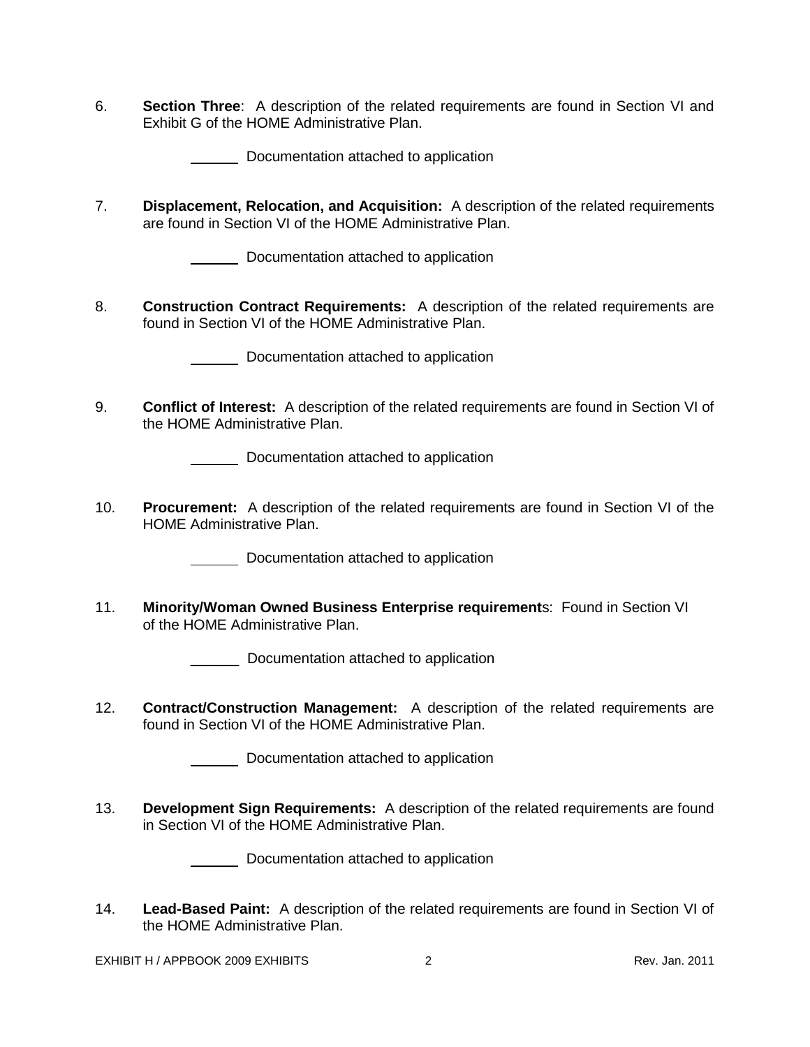6. **Section Three**: A description of the related requirements are found in Section VI and Exhibit G of the HOME Administrative Plan.

   ______ Documentation attached to application

7. **Displacement, Relocation, and Acquisition:** A description of the related requirements are found in Section VI of the HOME Administrative Plan.

   ______ Documentation attached to application

8. **Construction Contract Requirements:** A description of the related requirements are found in Section VI of the HOME Administrative Plan.

   ______ Documentation attached to application

9. **Conflict of Interest:** A description of the related requirements are found in Section VI of the HOME Administrative Plan.

   ______ Documentation attached to application

10. **Procurement:** A description of the related requirements are found in Section VI of the HOME Administrative Plan.

    ______ Documentation attached to application

11. **Minority/Woman Owned Business Enterprise requirement**s: Found in Section VI of the HOME Administrative Plan.

    ______ Documentation attached to application

12. **Contract/Construction Management:** A description of the related requirements are found in Section VI of the HOME Administrative Plan.

    ______ Documentation attached to application

13. **Development Sign Requirements:** A description of the related requirements are found in Section VI of the HOME Administrative Plan.

    ______ Documentation attached to application

14. **Lead-Based Paint:** A description of the related requirements are found in Section VI of the HOME Administrative Plan.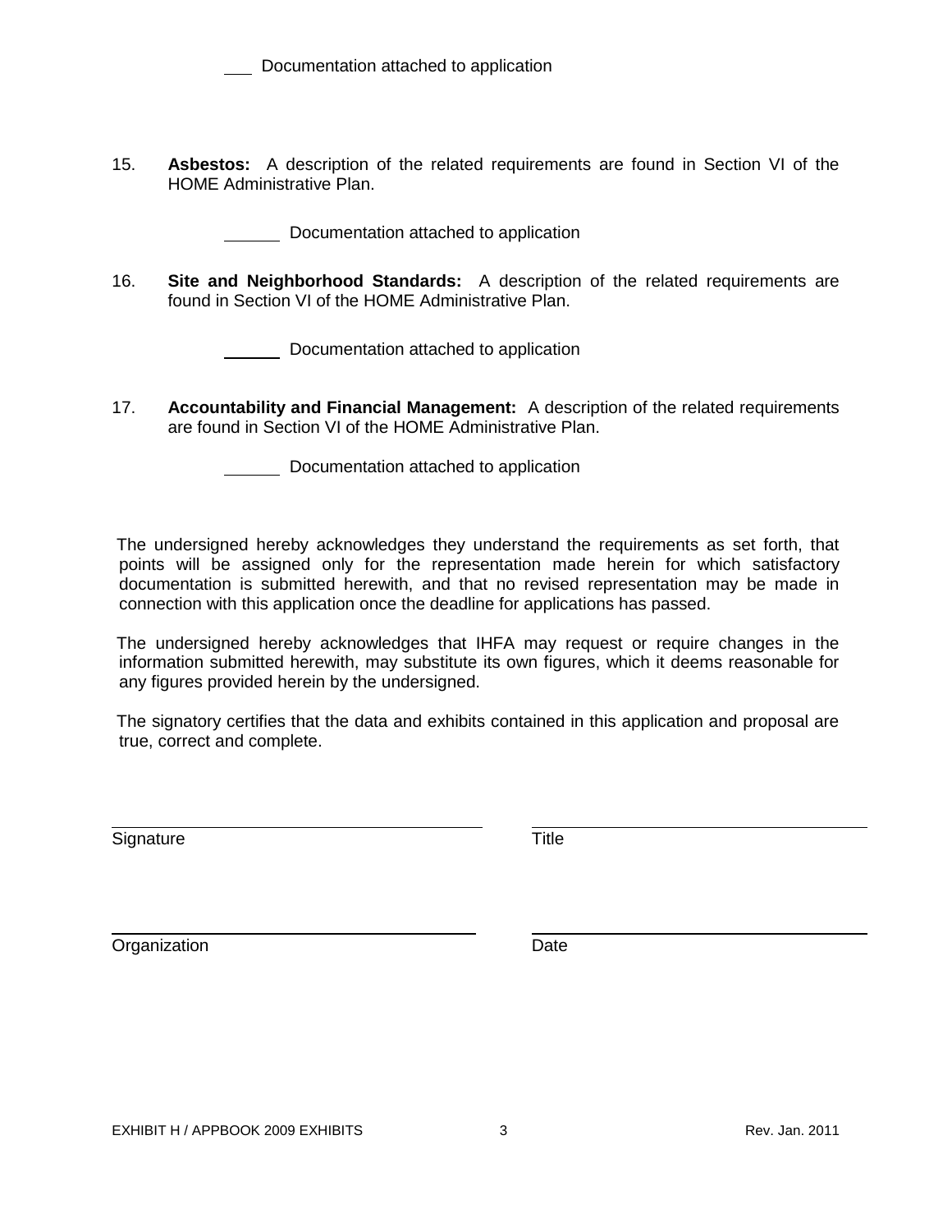\_\_\_ Documentation attached to application

15. **Asbestos:** A description of the related requirements are found in Section VI of the HOME Administrative Plan.

    \_\_\_\_\_\_ Documentation attached to application

16. **Site and Neighborhood Standards:** A description of the related requirements are found in Section VI of the HOME Administrative Plan.

    \_\_\_\_\_\_ Documentation attached to application

17. **Accountability and Financial Management:** A description of the related requirements are found in Section VI of the HOME Administrative Plan.

    \_\_\_\_\_\_ Documentation attached to application

The undersigned hereby acknowledges they understand the requirements as set forth, that points will be assigned only for the representation made herein for which satisfactory documentation is submitted herewith, and that no revised representation may be made in connection with this application once the deadline for applications has passed.

The undersigned hereby acknowledges that IHFA may request or require changes in the information submitted herewith, may substitute its own figures, which it deems reasonable for any figures provided herein by the undersigned.

The signatory certifies that the data and exhibits contained in this application and proposal are true, correct and complete.

\_\_\_\_\_\_\_\_\_\_\_\_\_\_\_\_\_\_\_\_\_\_\_\_\_\_\_\_\_\_\_\_\_\_\_\_\_\_\_\_
Signature

\_\_\_\_\_\_\_\_\_\_\_\_\_\_\_\_\_\_\_\_\_\_\_\_\_\_\_\_\_\_\_\_\_\_\_\_\_\_\_\_
Title

\_\_\_\_\_\_\_\_\_\_\_\_\_\_\_\_\_\_\_\_\_\_\_\_\_\_\_\_\_\_\_\_\_\_\_\_\_\_\_\_
Organization

\_\_\_\_\_\_\_\_\_\_\_\_\_\_\_\_\_\_\_\_\_\_\_\_\_\_\_\_\_\_\_\_\_\_\_\_\_\_\_\_
Date